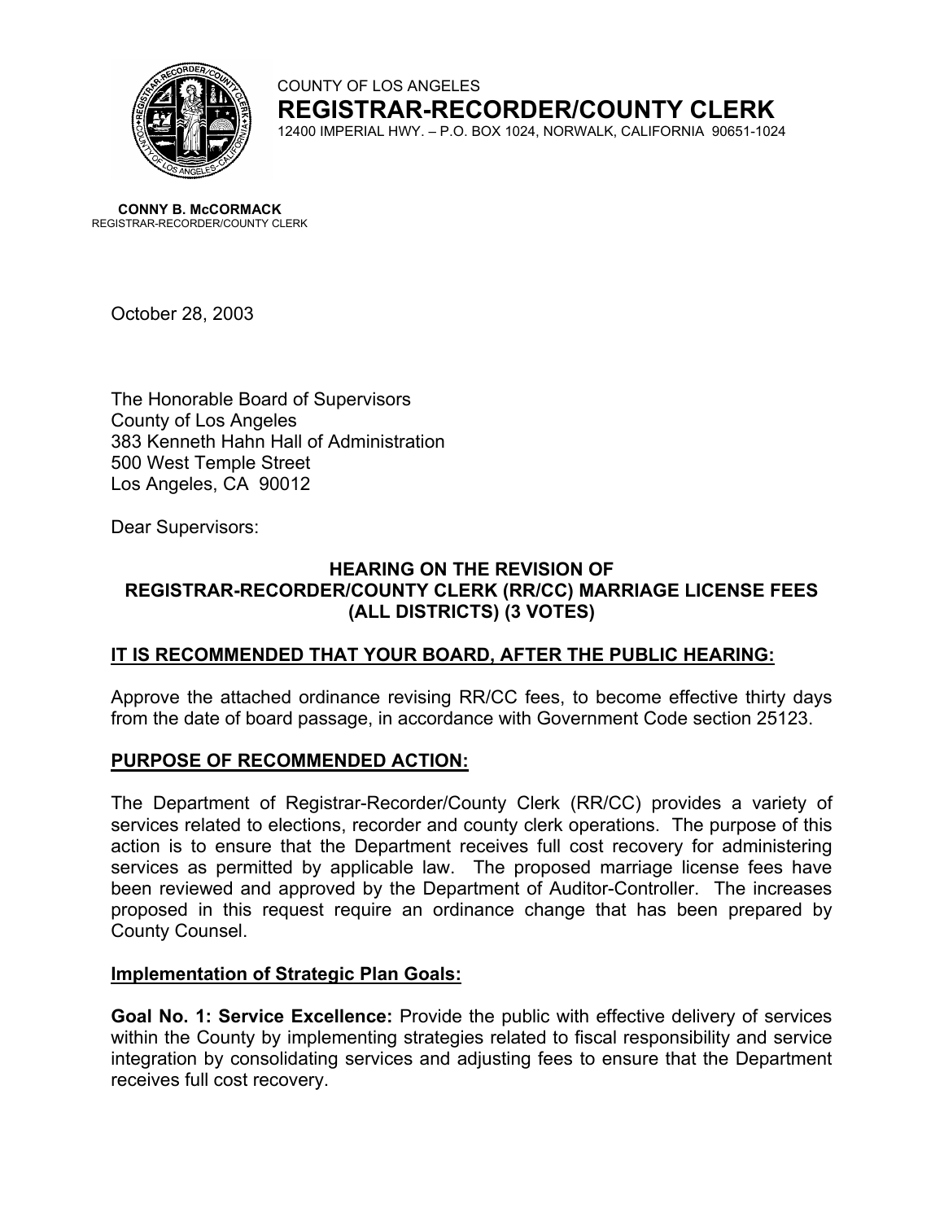COUNTY OF LOS ANGELES

**REGISTRAR-RECORDER/COUNTY CLERK**

12400 IMPERIAL HWY. – P.O. BOX 1024, NORWALK, CALIFORNIA 90651-1024

**CONNY B. McCORMACK**
REGISTRAR-RECORDER/COUNTY CLERK

October 28, 2003

The Honorable Board of Supervisors
County of Los Angeles
383 Kenneth Hahn Hall of Administration
500 West Temple Street
Los Angeles, CA 90012

Dear Supervisors:

**HEARING ON THE REVISION OF REGISTRAR-RECORDER/COUNTY CLERK (RR/CC) MARRIAGE LICENSE FEES (ALL DISTRICTS) (3 VOTES)**

**IT IS RECOMMENDED THAT YOUR BOARD, AFTER THE PUBLIC HEARING:**

Approve the attached ordinance revising RR/CC fees, to become effective thirty days from the date of board passage, in accordance with Government Code section 25123.

**PURPOSE OF RECOMMENDED ACTION:**

The Department of Registrar-Recorder/County Clerk (RR/CC) provides a variety of services related to elections, recorder and county clerk operations. The purpose of this action is to ensure that the Department receives full cost recovery for administering services as permitted by applicable law. The proposed marriage license fees have been reviewed and approved by the Department of Auditor-Controller. The increases proposed in this request require an ordinance change that has been prepared by County Counsel.

**Implementation of Strategic Plan Goals:**

**Goal No. 1: Service Excellence:** Provide the public with effective delivery of services within the County by implementing strategies related to fiscal responsibility and service integration by consolidating services and adjusting fees to ensure that the Department receives full cost recovery.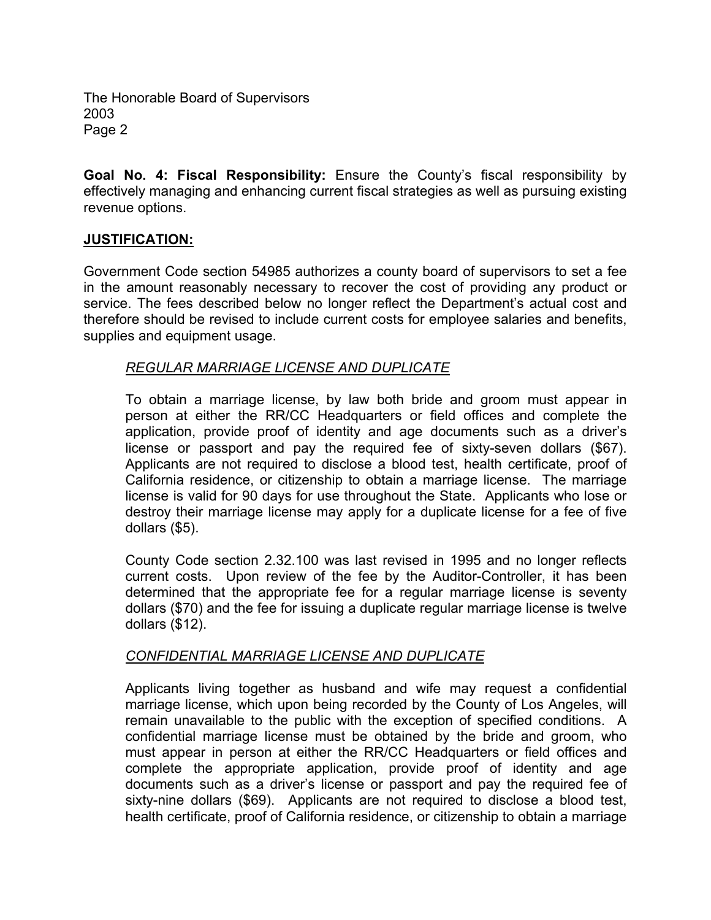**Goal No. 4: Fiscal Responsibility:** Ensure the County's fiscal responsibility by effectively managing and enhancing current fiscal strategies as well as pursuing existing revenue options.

## JUSTIFICATION:

Government Code section 54985 authorizes a county board of supervisors to set a fee in the amount reasonably necessary to recover the cost of providing any product or service. The fees described below no longer reflect the Department's actual cost and therefore should be revised to include current costs for employee salaries and benefits, supplies and equipment usage.

### *REGULAR MARRIAGE LICENSE AND DUPLICATE*

To obtain a marriage license, by law both bride and groom must appear in person at either the RR/CC Headquarters or field offices and complete the application, provide proof of identity and age documents such as a driver's license or passport and pay the required fee of sixty-seven dollars ($67). Applicants are not required to disclose a blood test, health certificate, proof of California residence, or citizenship to obtain a marriage license. The marriage license is valid for 90 days for use throughout the State. Applicants who lose or destroy their marriage license may apply for a duplicate license for a fee of five dollars ($5).

County Code section 2.32.100 was last revised in 1995 and no longer reflects current costs. Upon review of the fee by the Auditor-Controller, it has been determined that the appropriate fee for a regular marriage license is seventy dollars ($70) and the fee for issuing a duplicate regular marriage license is twelve dollars ($12).

### *CONFIDENTIAL MARRIAGE LICENSE AND DUPLICATE*

Applicants living together as husband and wife may request a confidential marriage license, which upon being recorded by the County of Los Angeles, will remain unavailable to the public with the exception of specified conditions. A confidential marriage license must be obtained by the bride and groom, who must appear in person at either the RR/CC Headquarters or field offices and complete the appropriate application, provide proof of identity and age documents such as a driver's license or passport and pay the required fee of sixty-nine dollars ($69). Applicants are not required to disclose a blood test, health certificate, proof of California residence, or citizenship to obtain a marriage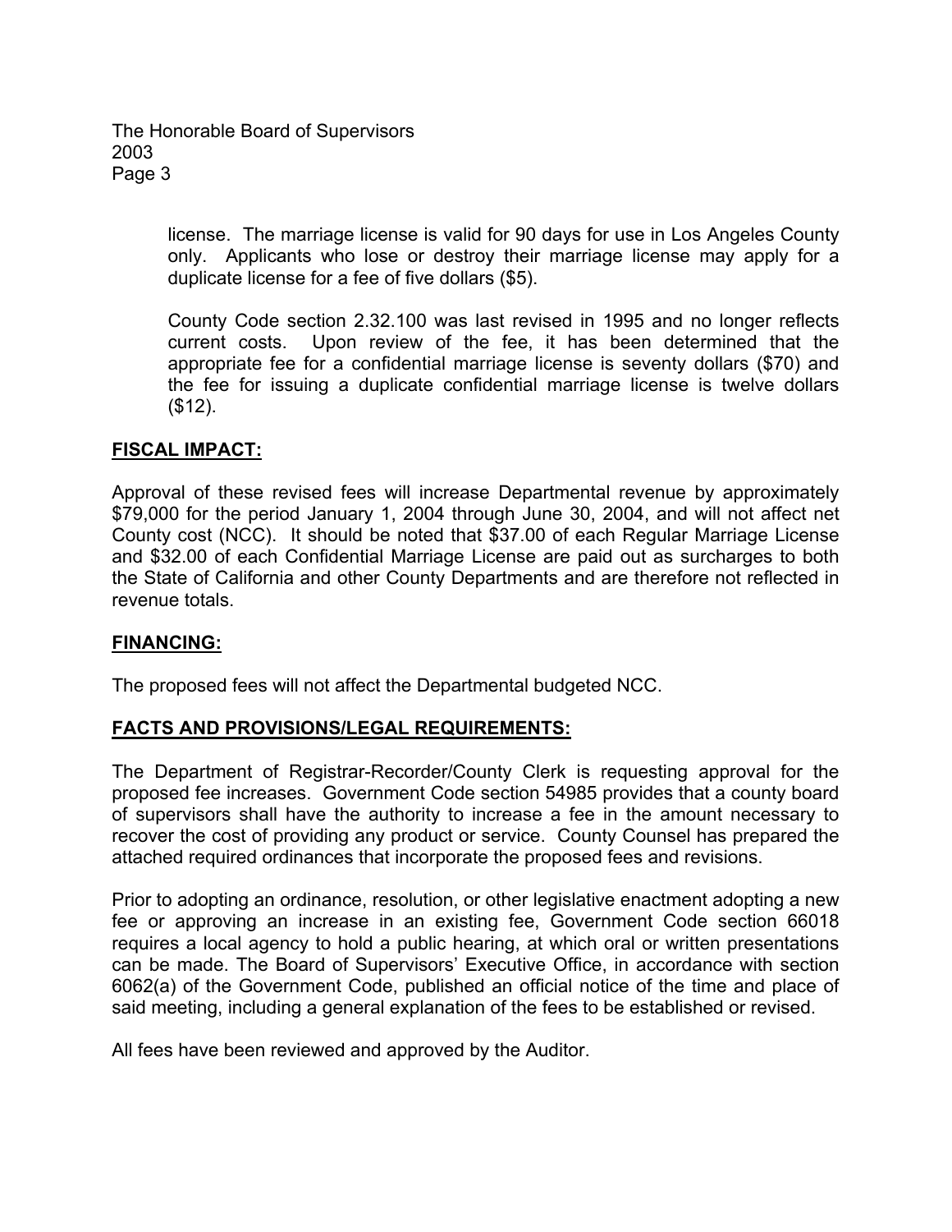license. The marriage license is valid for 90 days for use in Los Angeles County only. Applicants who lose or destroy their marriage license may apply for a duplicate license for a fee of five dollars ($5).

County Code section 2.32.100 was last revised in 1995 and no longer reflects current costs. Upon review of the fee, it has been determined that the appropriate fee for a confidential marriage license is seventy dollars ($70) and the fee for issuing a duplicate confidential marriage license is twelve dollars ($12).

## FISCAL IMPACT:

Approval of these revised fees will increase Departmental revenue by approximately $79,000 for the period January 1, 2004 through June 30, 2004, and will not affect net County cost (NCC). It should be noted that $37.00 of each Regular Marriage License and $32.00 of each Confidential Marriage License are paid out as surcharges to both the State of California and other County Departments and are therefore not reflected in revenue totals.

## FINANCING:

The proposed fees will not affect the Departmental budgeted NCC.

## FACTS AND PROVISIONS/LEGAL REQUIREMENTS:

The Department of Registrar-Recorder/County Clerk is requesting approval for the proposed fee increases. Government Code section 54985 provides that a county board of supervisors shall have the authority to increase a fee in the amount necessary to recover the cost of providing any product or service. County Counsel has prepared the attached required ordinances that incorporate the proposed fees and revisions.

Prior to adopting an ordinance, resolution, or other legislative enactment adopting a new fee or approving an increase in an existing fee, Government Code section 66018 requires a local agency to hold a public hearing, at which oral or written presentations can be made. The Board of Supervisors' Executive Office, in accordance with section 6062(a) of the Government Code, published an official notice of the time and place of said meeting, including a general explanation of the fees to be established or revised.

All fees have been reviewed and approved by the Auditor.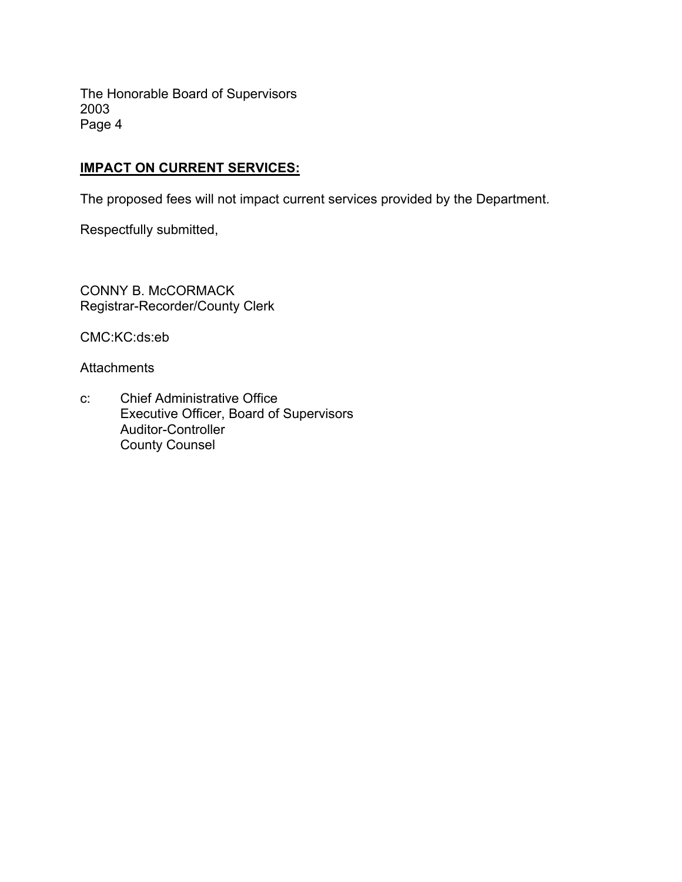## **IMPACT ON CURRENT SERVICES:**

The proposed fees will not impact current services provided by the Department.

Respectfully submitted,

CONNY B. McCORMACK
Registrar-Recorder/County Clerk

CMC:KC:ds:eb

Attachments

c: Chief Administrative Office
Executive Officer, Board of Supervisors
Auditor-Controller
County Counsel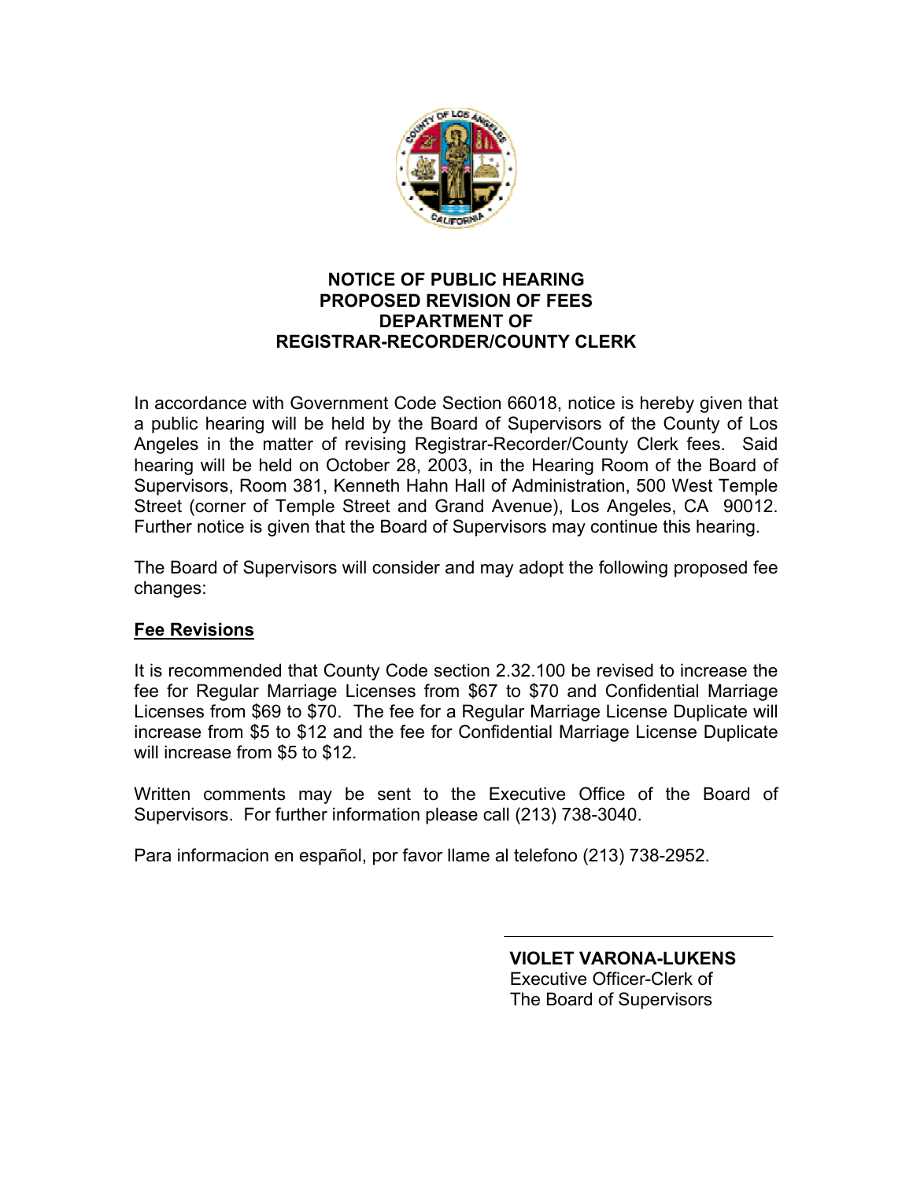**NOTICE OF PUBLIC HEARING**
**PROPOSED REVISION OF FEES**
**DEPARTMENT OF**
**REGISTRAR-RECORDER/COUNTY CLERK**

In accordance with Government Code Section 66018, notice is hereby given that a public hearing will be held by the Board of Supervisors of the County of Los Angeles in the matter of revising Registrar-Recorder/County Clerk fees. Said hearing will be held on October 28, 2003, in the Hearing Room of the Board of Supervisors, Room 381, Kenneth Hahn Hall of Administration, 500 West Temple Street (corner of Temple Street and Grand Avenue), Los Angeles, CA 90012. Further notice is given that the Board of Supervisors may continue this hearing.

The Board of Supervisors will consider and may adopt the following proposed fee changes:

**Fee Revisions**

It is recommended that County Code section 2.32.100 be revised to increase the fee for Regular Marriage Licenses from $67 to $70 and Confidential Marriage Licenses from $69 to $70. The fee for a Regular Marriage License Duplicate will increase from $5 to $12 and the fee for Confidential Marriage License Duplicate will increase from $5 to $12.

Written comments may be sent to the Executive Office of the Board of Supervisors. For further information please call (213) 738-3040.

Para informacion en español, por favor llame al telefono (213) 738-2952.

**VIOLET VARONA-LUKENS**
Executive Officer-Clerk of
The Board of Supervisors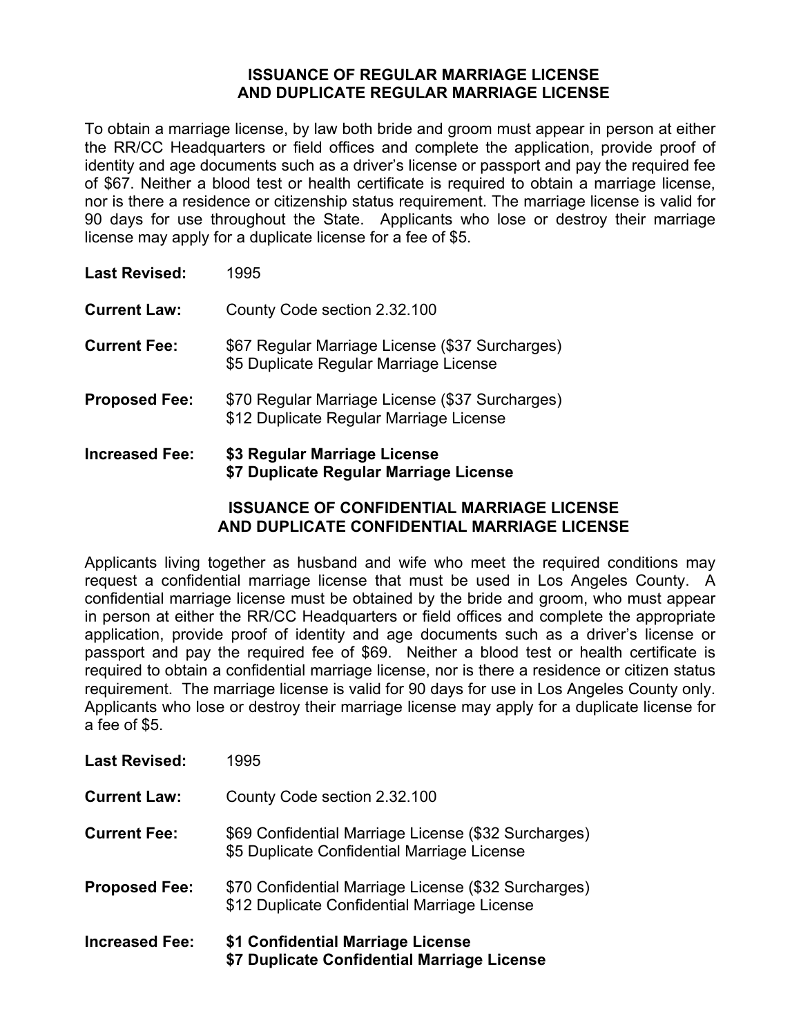## ISSUANCE OF REGULAR MARRIAGE LICENSE AND DUPLICATE REGULAR MARRIAGE LICENSE

To obtain a marriage license, by law both bride and groom must appear in person at either the RR/CC Headquarters or field offices and complete the application, provide proof of identity and age documents such as a driver's license or passport and pay the required fee of $67. Neither a blood test or health certificate is required to obtain a marriage license, nor is there a residence or citizenship status requirement. The marriage license is valid for 90 days for use throughout the State. Applicants who lose or destroy their marriage license may apply for a duplicate license for a fee of $5.

**Last Revised:** 1995

**Current Law:** County Code section 2.32.100

**Current Fee:** $67 Regular Marriage License ($37 Surcharges)
$5 Duplicate Regular Marriage License

**Proposed Fee:** $70 Regular Marriage License ($37 Surcharges)
$12 Duplicate Regular Marriage License

**Increased Fee:** **$3 Regular Marriage License**
**$7 Duplicate Regular Marriage License**

## ISSUANCE OF CONFIDENTIAL MARRIAGE LICENSE AND DUPLICATE CONFIDENTIAL MARRIAGE LICENSE

Applicants living together as husband and wife who meet the required conditions may request a confidential marriage license that must be used in Los Angeles County. A confidential marriage license must be obtained by the bride and groom, who must appear in person at either the RR/CC Headquarters or field offices and complete the appropriate application, provide proof of identity and age documents such as a driver's license or passport and pay the required fee of $69. Neither a blood test or health certificate is required to obtain a confidential marriage license, nor is there a residence or citizen status requirement. The marriage license is valid for 90 days for use in Los Angeles County only. Applicants who lose or destroy their marriage license may apply for a duplicate license for a fee of $5.

**Last Revised:** 1995

**Current Law:** County Code section 2.32.100

**Current Fee:** $69 Confidential Marriage License ($32 Surcharges)
$5 Duplicate Confidential Marriage License

**Proposed Fee:** $70 Confidential Marriage License ($32 Surcharges)
$12 Duplicate Confidential Marriage License

**Increased Fee:** **$1 Confidential Marriage License**
**$7 Duplicate Confidential Marriage License**